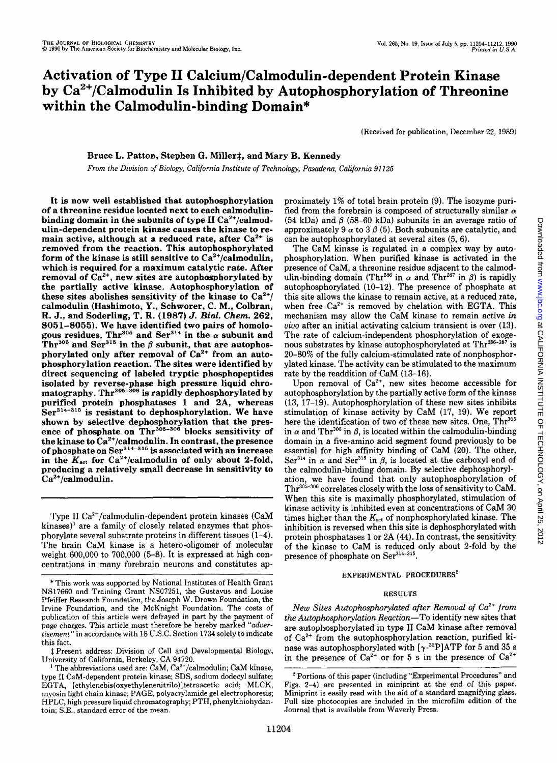# Activation of Type II Calcium/Calmodulin-dependent Protein Kinase by $Ca^{2+}$/Calmodulin Is Inhibited by Autophosphorylation of Threonine within the Calmodulin-binding Domain*

(Received for publication, December 22, 1989)

Bruce L. Patton, Stephen G. Miller‡, and Mary B. Kennedy

From the Division of Biology, California Institute of Technology, Pasadena, California 91125

**It is now well established that autophosphorylation of a threonine residue located next to each calmodulin-binding domain in the subunits of type II $Ca^{2+}$/calmodulin-dependent protein kinase causes the kinase to remain active, although at a reduced rate, after $Ca^{2+}$ is removed from the reaction. This autophosphorylated form of the kinase is still sensitive to $Ca^{2+}$/calmodulin, which is required for a maximum catalytic rate. After removal of $Ca^{2+}$, new sites are autophosphorylated by the partially active kinase. Autophosphorylation of these sites abolishes sensitivity of the kinase to $Ca^{2+}$/calmodulin (Hashimoto, Y., Schworer, C. M., Colbran, R. J., and Soderling, T. R. (1987) *J. Biol. Chem.* 262, 8051–8055). We have identified two pairs of homologous residues, $Thr^{305}$ and $Ser^{314}$ in the $\alpha$ subunit and $Thr^{306}$ and $Ser^{315}$ in the $\beta$ subunit, that are autophosphorylated only after removal of $Ca^{2+}$ from an autophosphorylation reaction. The sites were identified by direct sequencing of labeled tryptic phosphopeptides isolated by reverse-phase high pressure liquid chromatography. $Thr^{305-306}$ is rapidly dephosphorylated by purified protein phosphatases 1 and 2A, whereas $Ser^{314-315}$ is resistant to dephosphorylation. We have shown by selective dephosphorylation that the presence of phosphate on $Thr^{305-306}$ blocks sensitivity of the kinase to $Ca^{2+}$/calmodulin. In contrast, the presence of phosphate on $Ser^{314-315}$ is associated with an increase in the $K_{act}$ for $Ca^{2+}$/calmodulin of only about 2-fold, producing a relatively small decrease in sensitivity to $Ca^{2+}$/calmodulin.**

Type II $Ca^{2+}$/calmodulin-dependent protein kinases (CaM kinases)[1] are a family of closely related enzymes that phosphorylate several substrate proteins in different tissues (1–4). The brain CaM kinase is a hetero-oligomer of molecular weight 600,000 to 700,000 (5–8). It is expressed at high concentrations in many forebrain neurons and constitutes approximately 1% of total brain protein (9). The isozyme purified from the forebrain is composed of structurally similar $\alpha$ (54 kDa) and $\beta$ (58–60 kDa) subunits in an average ratio of approximately 9 $\alpha$ to 3 $\beta$ (5). Both subunits are catalytic, and can be autophosphorylated at several sites (5, 6).

The CaM kinase is regulated in a complex way by autophosphorylation. When purified kinase is activated in the presence of CaM, a threonine residue adjacent to the calmodulin-binding domain ($Thr^{286}$ in $\alpha$ and $Thr^{287}$ in $\beta$) is rapidly autophosphorylated (10–12). The presence of phosphate at this site allows the kinase to remain active, at a reduced rate, when free $Ca^{2+}$ is removed by chelation with EGTA. This mechanism may allow the CaM kinase to remain active *in vivo* after an initial activating calcium transient is over (13). The rate of calcium-independent phosphorylation of exogenous substrates by kinase autophosphorylated at $Thr^{286-287}$ is 20–80% of the fully calcium-stimulated rate of nonphosphorylated kinase. The activity can be stimulated to the maximum rate by the readdition of CaM (13–16).

Upon removal of $Ca^{2+}$, new sites become accessible for autophosphorylation by the partially active form of the kinase (13, 17–19). Autophosphorylation of these new sites inhibits stimulation of kinase activity by CaM (17, 19). We report here the identification of two of these new sites. One, $Thr^{305}$ in $\alpha$ and $Thr^{306}$ in $\beta$, is located within the calmodulin-binding domain in a five-amino acid segment found previously to be essential for high affinity binding of CaM (20). The other, $Ser^{314}$ in $\alpha$ and $Ser^{315}$ in $\beta$, is located at the carboxyl end of the calmodulin-binding domain. By selective dephosphorylation, we have found that only autophosphorylation of $Thr^{305-306}$ correlates closely with the loss of sensitivity to CaM. When this site is maximally phosphorylated, stimulation of kinase activity is inhibited even at concentrations of CaM 30 times higher than the $K_{act}$ of nonphosphorylated kinase. The inhibition is reversed when this site is dephosphorylated with protein phosphatases 1 or 2A (44). In contrast, the sensitivity of the kinase to CaM is reduced only about 2-fold by the presence of phosphate on $Ser^{314-315}$.

## EXPERIMENTAL PROCEDURES[2]

## RESULTS

*New Sites Autophosphorylated after Removal of $Ca^{2+}$ from the Autophosphorylation Reaction*—To identify new sites that are autophosphorylated in type II CaM kinase after removal of $Ca^{2+}$ from the autophosphorylation reaction, purified kinase was autophosphorylated with [$\gamma$-$^{32}$P]ATP for 5 and 35 s in the presence of $Ca^{2+}$ or for 5 s in the presence of $Ca^{2+}$

---

* This work was supported by National Institutes of Health Grant NS17660 and Training Grant NS07251, the Gustavus and Louise Pfeiffer Research Foundation, the Joseph W. Drown Foundation, the Irvine Foundation, and the McKnight Foundation. The costs of publication of this article were defrayed in part by the payment of page charges. This article must therefore be hereby marked "*advertisement*" in accordance with 18 U.S.C. Section 1734 solely to indicate this fact.

‡ Present address: Division of Cell and Developmental Biology, University of California, Berkeley, CA 94720.

[1] The abbreviations used are: CaM, $Ca^{2+}$/calmodulin; CaM kinase, type II CaM-dependent protein kinase; SDS, sodium dodecyl sulfate; EGTA, [ethylenebis(oxyethylenenitrilo)]tetraacetic acid; MLCK, myosin light chain kinase; PAGE, polyacrylamide gel electrophoresis; HPLC, high pressure liquid chromatography; PTH, phenylthiohydantoin; S.E., standard error of the mean.

[2] Portions of this paper (including "Experimental Procedures" and Figs. 2–4) are presented in miniprint at the end of this paper. Miniprint is easily read with the aid of a standard magnifying glass. Full size photocopies are included in the microfilm edition of the Journal that is available from Waverly Press.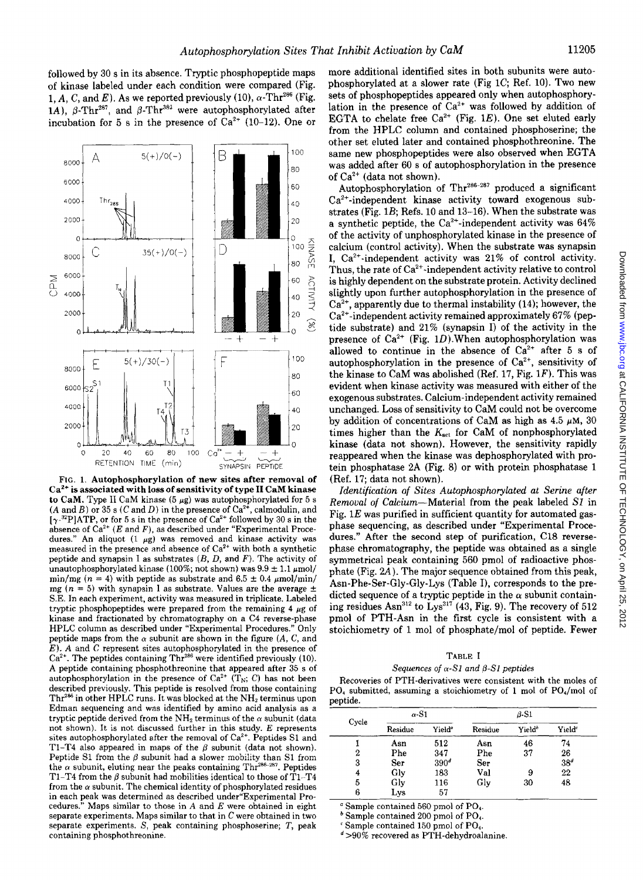followed by 30 s in its absence. Tryptic phosphopeptide maps of kinase labeled under each condition were compared (Fig. 1, *A*, *C*, and *E*). As we reported previously (10), α-Thr[286] (Fig. 1*A*), β-Thr[287], and β-Thr[382] were autophosphorylated after incubation for 5 s in the presence of $Ca^{2+}$ (10–12). One or more additional identified sites in both subunits were autophosphorylated at a slower rate (Fig 1*C*; Ref. 10). Two new sets of phosphopeptides appeared only when autophosphorylation in the presence of $Ca^{2+}$ was followed by addition of EGTA to chelate free $Ca^{2+}$ (Fig. 1*E*). One set eluted early from the HPLC column and contained phosphoserine; the other set eluted later and contained phosphothreonine. The same new phosphopeptides were also observed when EGTA was added after 60 s of autophosphorylation in the presence of $Ca^{2+}$ (data not shown).

FIG. 1. **Autophosphorylation of new sites after removal of $Ca^{2+}$ is associated with loss of sensitivity of type II CaM kinase to CaM.** Type II CaM kinase (5 μg) was autophosphorylated for 5 s (*A* and *B*) or 35 s (*C* and *D*) in the presence of $Ca^{2+}$, calmodulin, and [$\gamma$-$^{32}$P]ATP, or for 5 s in the presence of $Ca^{2+}$ followed by 30 s in the absence of $Ca^{2+}$ (*E* and *F*), as described under "Experimental Procedures." An aliquot (1 μg) was removed and kinase activity was measured in the presence and absence of $Ca^{2+}$ with both a synthetic peptide and synapsin I as substrates (*B*, *D*, and *F*). The activity of unautophosphorylated kinase (100%; not shown) was 9.9 ± 1.1 μmol/min/mg ($n$ = 4) with peptide as substrate and 6.5 ± 0.4 μmol/min/mg ($n$ = 5) with synapsin I as substrate. Values are the average ± S.E. In each experiment, activity was measured in triplicate. Labeled tryptic phosphopeptides were prepared from the remaining 4 μg of kinase and fractionated by chromatography on a C4 reverse-phase HPLC column as described under "Experimental Procedures." Only peptide maps from the α subunit are shown in the figure (*A*, *C*, and *E*). *A* and *C* represent sites autophosphorylated in the presence of $Ca^{2+}$. The peptides containing Thr[286] were identified previously (10). A peptide containing phosphothreonine that appeared after 35 s of autophosphorylation in the presence of $Ca^{2+}$ ($T_N$; *C*) has not been described previously. This peptide is resolved from those containing Thr[286] in other HPLC runs. It was blocked at the $NH_2$ terminus upon Edman sequencing and was identified by amino acid analysis as a tryptic peptide derived from the $NH_2$ terminus of the α subunit (data not shown). It is not discussed further in this study. *E* represents sites autophosphorylated after the removal of $Ca^{2+}$. Peptides S1 and T1–T4 also appeared in maps of the β subunit (data not shown). Peptide S1 from the β subunit had a slower mobility than S1 from the α subunit, eluting near the peaks containing Thr[286–287]. Peptides T1–T4 from the β subunit had mobilities identical to those of T1–T4 from the α subunit. The chemical identity of phosphorylated residues in each peak was determined as described under "Experimental Procedures." Maps similar to those in *A* and *E* were obtained in eight separate experiments. Maps similar to that in *C* were obtained in two separate experiments. *S*, peak containing phosphoserine; *T*, peak containing phosphothreonine.

Autophosphorylation of Thr[286–287] produced a significant $Ca^{2+}$-independent kinase activity toward exogenous substrates (Fig. 1*B*; Refs. 10 and 13–16). When the substrate was a synthetic peptide, the $Ca^{2+}$-independent activity was 64% of the activity of unphosphorylated kinase in the presence of calcium (control activity). When the substrate was synapsin I, $Ca^{2+}$-independent activity was 21% of control activity. Thus, the rate of $Ca^{2+}$-independent activity relative to control is highly dependent on the substrate protein. Activity declined slightly upon further autophosphorylation in the presence of $Ca^{2+}$, apparently due to thermal instability (14); however, the $Ca^{2+}$-independent activity remained approximately 67% (peptide substrate) and 21% (synapsin I) of the activity in the presence of $Ca^{2+}$ (Fig. 1*D*). When autophosphorylation was allowed to continue in the absence of $Ca^{2+}$ after 5 s of autophosphorylation in the presence of $Ca^{2+}$, sensitivity of the kinase to CaM was abolished (Ref. 17, Fig. 1*F*). This was evident when kinase activity was measured with either of the exogenous substrates. Calcium-independent activity remained unchanged. Loss of sensitivity to CaM could not be overcome by addition of concentrations of CaM as high as 4.5 μM, 30 times higher than the $K_{act}$ for CaM of nonphosphorylated kinase (data not shown). However, the sensitivity rapidly reappeared when the kinase was dephosphorylated with protein phosphatase 2A (Fig. 8) or with protein phosphatase 1 (Ref. 17; data not shown).

*Identification of Sites Autophosphorylated at Serine after Removal of Calcium*—Material from the peak labeled *S1* in Fig. 1*E* was purified in sufficient quantity for automated gas-phase sequencing, as described under "Experimental Procedures." After the second step of purification, C18 reverse-phase chromatography, the peptide was obtained as a single symmetrical peak containing 560 pmol of radioactive phosphate (Fig. 2*A*). The major sequence obtained from this peak, Asn-Phe-Ser-Gly-Gly-Lys (Table I), corresponds to the predicted sequence of a tryptic peptide in the α subunit containing residues Asn[312] to Lys[317] (43, Fig. 9). The recovery of 512 pmol of PTH-Asn in the first cycle is consistent with a stoichiometry of 1 mol of phosphate/mol of peptide. Fewer

TABLE I

*Sequences of α-S1 and β-S1 peptides*

Recoveries of PTH-derivatives were consistent with the moles of $PO_4$ submitted, assuming a stoichiometry of 1 mol of $PO_4$/mol of peptide.

| Cycle | α-S1 | | β-S1 | | |
|---|---|---|---|---|---|
| | Residue | Yield[a] | Residue | Yield[b] | Yield[c] |
| 1 | Asn | 512 | Asn | 46 | 74 |
| 2 | Phe | 347 | Phe | 37 | 26 |
| 3 | Ser | 390[d] | Ser | | 38[d] |
| 4 | Gly | 183 | Val | 9 | 22 |
| 5 | Gly | 116 | Gly | 30 | 48 |
| 6 | Lys | 57 | | | |

[a] Sample contained 560 pmol of $PO_4$.
[b] Sample contained 200 pmol of $PO_4$.
[c] Sample contained 150 pmol of $PO_4$.
[d] >90% recovered as PTH-dehydroalanine.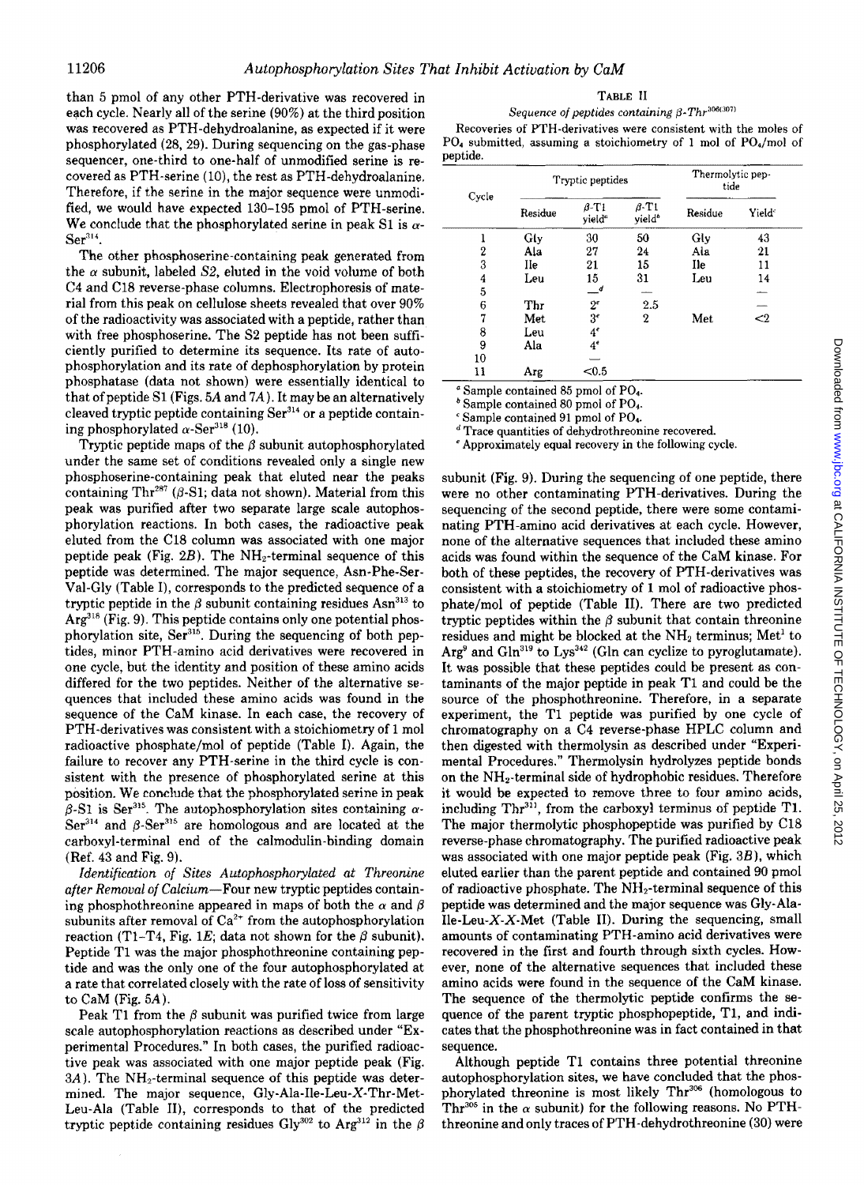than 5 pmol of any other PTH-derivative was recovered in each cycle. Nearly all of the serine (90%) at the third position was recovered as PTH-dehydroalanine, as expected if it were phosphorylated (28, 29). During sequencing on the gas-phase sequencer, one-third to one-half of unmodified serine is recovered as PTH-serine (10), the rest as PTH-dehydroalanine. Therefore, if the serine in the major sequence were unmodified, we would have expected 130–195 pmol of PTH-serine. We conclude that the phosphorylated serine in peak S1 is α-Ser[314].

The other phosphoserine-containing peak generated from the α subunit, labeled *S2*, eluted in the void volume of both C4 and C18 reverse-phase columns. Electrophoresis of material from this peak on cellulose sheets revealed that over 90% of the radioactivity was associated with a peptide, rather than with free phosphoserine. The S2 peptide has not been sufficiently purified to determine its sequence. Its rate of autophosphorylation and its rate of dephosphorylation by protein phosphatase (data not shown) were essentially identical to that of peptide S1 (Figs. 5*A* and 7*A*). It may be an alternatively cleaved tryptic peptide containing Ser[314] or a peptide containing phosphorylated α-Ser[318] (10).

Tryptic peptide maps of the β subunit autophosphorylated under the same set of conditions revealed only a single new phosphoserine-containing peak that eluted near the peaks containing Thr[287] (β-S1; data not shown). Material from this peak was purified after two separate large scale autophosphorylation reactions. In both cases, the radioactive peak eluted from the C18 column was associated with one major peptide peak (Fig. 2*B*). The $NH_2$-terminal sequence of this peptide was determined. The major sequence, Asn-Phe-Ser-Val-Gly (Table I), corresponds to the predicted sequence of a tryptic peptide in the β subunit containing residues Asn[313] to Arg[318] (Fig. 9). This peptide contains only one potential phosphorylation site, Ser[315]. During the sequencing of both peptides, minor PTH-amino acid derivatives were recovered in one cycle, but the identity and position of these amino acids differed for the two peptides. Neither of the alternative sequences that included these amino acids was found in the sequence of the CaM kinase. In each case, the recovery of PTH-derivatives was consistent with a stoichiometry of 1 mol radioactive phosphate/mol of peptide (Table I). Again, the failure to recover any PTH-serine in the third cycle is consistent with the presence of phosphorylated serine at this position. We conclude that the phosphorylated serine in peak β-S1 is Ser[315]. The autophosphorylation sites containing α-Ser[314] and β-Ser[315] are homologous and are located at the carboxyl-terminal end of the calmodulin-binding domain (Ref. 43 and Fig. 9).

*Identification of Sites Autophosphorylated at Threonine after Removal of Calcium*—Four new tryptic peptides containing phosphothreonine appeared in maps of both the α and β subunits after removal of $Ca^{2+}$ from the autophosphorylation reaction (T1–T4, Fig. 1*E*; data not shown for the β subunit). Peptide T1 was the major phosphothreonine containing peptide and was the only one of the four autophosphorylated at a rate that correlated closely with the rate of loss of sensitivity to CaM (Fig. 5*A*).

Peak T1 from the β subunit was purified twice from large scale autophosphorylation reactions as described under "Experimental Procedures." In both cases, the purified radioactive peak was associated with one major peptide peak (Fig. 3*A*). The $NH_2$-terminal sequence of this peptide was determined. The major sequence, Gly-Ala-Ile-Leu-*X*-Thr-Met-Leu-Ala (Table II), corresponds to that of the predicted tryptic peptide containing residues Gly[302] to Arg[312] in the β subunit (Fig. 9). During the sequencing of one peptide, there were no other contaminating PTH-derivatives. During the sequencing of the second peptide, there were some contaminating PTH-amino acid derivatives at each cycle. However, none of the alternative sequences that included these amino acids was found within the sequence of the CaM kinase. For both of these peptides, the recovery of PTH-derivatives was consistent with a stoichiometry of 1 mol of radioactive phosphate/mol of peptide (Table II). There are two predicted tryptic peptides within the β subunit that contain threonine residues and might be blocked at the $NH_2$ terminus; Met[1] to Arg[9] and Gln[319] to Lys[342] (Gln can cyclize to pyroglutamate). It was possible that these peptides could be present as contaminants of the major peptide in peak T1 and could be the source of the phosphothreonine. Therefore, in a separate experiment, the T1 peptide was purified by one cycle of chromatography on a C4 reverse-phase HPLC column and then digested with thermolysin as described under "Experimental Procedures." Thermolysin hydrolyzes peptide bonds on the $NH_2$-terminal side of hydrophobic residues. Therefore it would be expected to remove three to four amino acids, including Thr[311], from the carboxyl terminus of peptide T1. The major thermolytic phosphopeptide was purified by C18 reverse-phase chromatography. The purified radioactive peak was associated with one major peptide peak (Fig. 3*B*), which eluted earlier than the parent peptide and contained 90 pmol of radioactive phosphate. The $NH_2$-terminal sequence of this peptide was determined and the major sequence was Gly-Ala-Ile-Leu-*X*-*X*-Met (Table II). During the sequencing, small amounts of contaminating PTH-amino acid derivatives were recovered in the first and fourth through sixth cycles. However, none of the alternative sequences that included these amino acids were found in the sequence of the CaM kinase. The sequence of the thermolytic peptide confirms the sequence of the parent tryptic phosphopeptide, T1, and indicates that the phosphothreonine was in fact contained in that sequence.

Although peptide T1 contains three potential threonine autophosphorylation sites, we have concluded that the phosphorylated threonine is most likely Thr[306] (homologous to Thr[305] in the α subunit) for the following reasons. No PTH-threonine and only traces of PTH-dehydrothreonine (30) were

TABLE II

*Sequence of peptides containing β-Thr[306(307)]*

Recoveries of PTH-derivatives were consistent with the moles of $PO_4$ submitted, assuming a stoichiometry of 1 mol of $PO_4$/mol of peptide.

| Cycle | Tryptic peptides | | | Thermolytic peptide | |
|---|---|---|---|---|---|
| | Residue | β-T1 yield[a] | β-T1 yield[b] | Residue | Yield[c] |
| 1 | Gly | 30 | 50 | Gly | 43 |
| 2 | Ala | 27 | 24 | Ala | 21 |
| 3 | Ile | 21 | 15 | Ile | 11 |
| 4 | Leu | 15 | 31 | Leu | 14 |
| 5 | | —[d] | — | | — |
| 6 | Thr | 2[e] | 2.5 | | — |
| 7 | Met | 3[e] | 2 | Met | <2 |
| 8 | Leu | 4[e] | | | |
| 9 | Ala | 4[e] | | | |
| 10 | | — | | | |
| 11 | Arg | <0.5 | | | |

[a] Sample contained 85 pmol of $PO_4$.
[b] Sample contained 80 pmol of $PO_4$.
[c] Sample contained 91 pmol of $PO_4$.
[d] Trace quantities of dehydrothreonine recovered.
[e] Approximately equal recovery in the following cycle.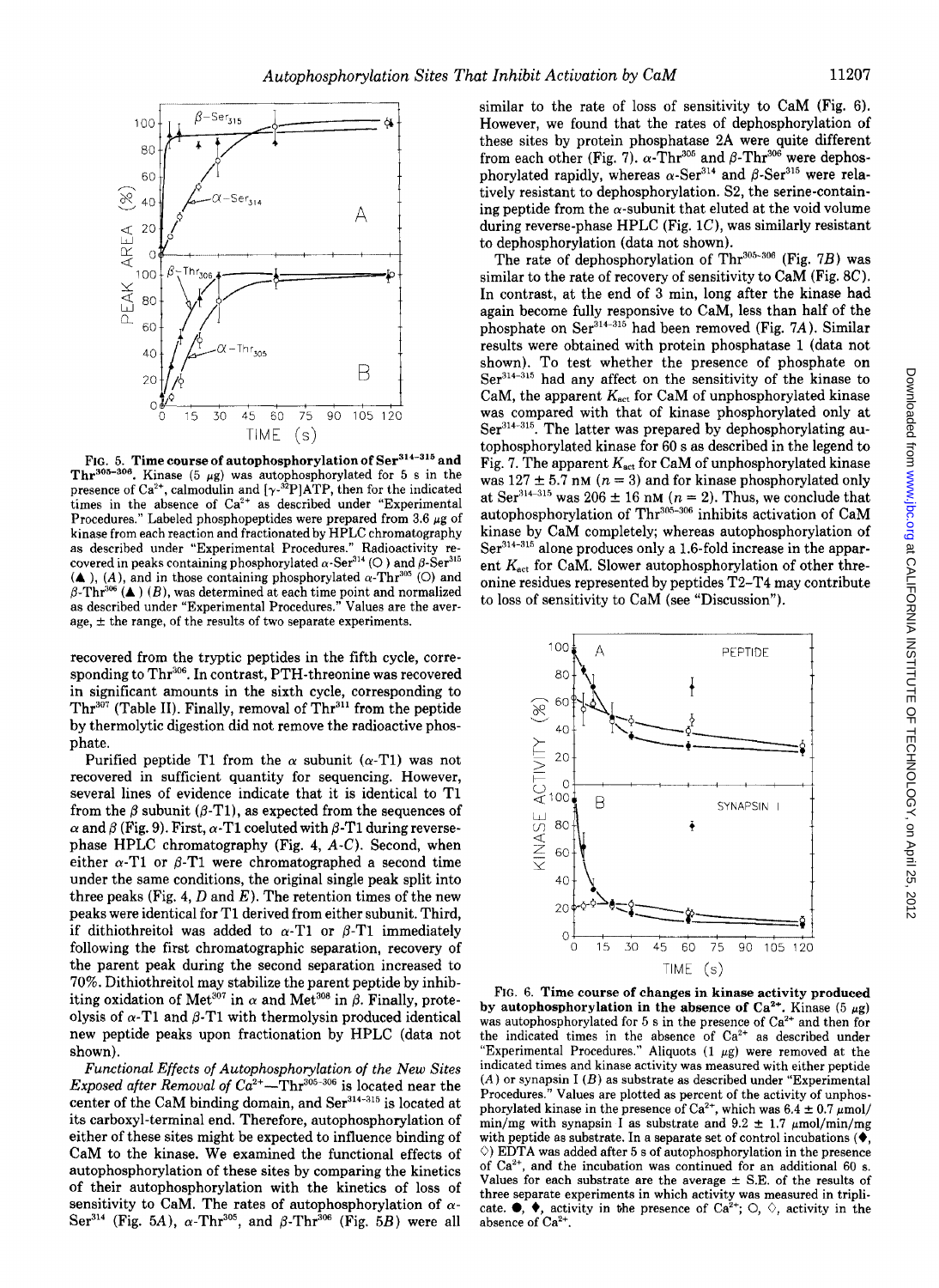FIG. 5. **Time course of autophosphorylation of $Ser^{314-315}$ and $Thr^{305-306}$.** Kinase (5 μg) was autophosphorylated for 5 s in the presence of $Ca^{2+}$, calmodulin and [γ-$^{32}$P]ATP, then for the indicated times in the absence of $Ca^{2+}$ as described under "Experimental Procedures." Labeled phosphopeptides were prepared from 3.6 μg of kinase from each reaction and fractionated by HPLC chromatography as described under "Experimental Procedures." Radioactivity recovered in peaks containing phosphorylated α-$Ser^{314}$ (○) and β-$Ser^{315}$ (▲), (*A*), and in those containing phosphorylated α-$Thr^{305}$ (○) and β-$Thr^{306}$ (▲) (*B*), was determined at each time point and normalized as described under "Experimental Procedures." Values are the average, ± the range, of the results of two separate experiments.

recovered from the tryptic peptides in the fifth cycle, corresponding to $Thr^{306}$. In contrast, PTH-threonine was recovered in significant amounts in the sixth cycle, corresponding to $Thr^{307}$ (Table II). Finally, removal of $Thr^{311}$ from the peptide by thermolytic digestion did not remove the radioactive phosphate.

Purified peptide T1 from the α subunit (α-T1) was not recovered in sufficient quantity for sequencing. However, several lines of evidence indicate that it is identical to T1 from the β subunit (β-T1), as expected from the sequences of α and β (Fig. 9). First, α-T1 coeluted with β-T1 during reverse-phase HPLC chromatography (Fig. 4, *A-C*). Second, when either α-T1 or β-T1 were chromatographed a second time under the same conditions, the original single peak split into three peaks (Fig. 4, *D* and *E*). The retention times of the new peaks were identical for T1 derived from either subunit. Third, if dithiothreitol was added to α-T1 or β-T1 immediately following the first chromatographic separation, recovery of the parent peak during the second separation increased to 70%. Dithiothreitol may stabilize the parent peptide by inhibiting oxidation of $Met^{307}$ in α and $Met^{308}$ in β. Finally, proteolysis of α-T1 and β-T1 with thermolysin produced identical new peptide peaks upon fractionation by HPLC (data not shown).

*Functional Effects of Autophosphorylation of the New Sites Exposed after Removal of $Ca^{2+}$*—$Thr^{305-306}$ is located near the center of the CaM binding domain, and $Ser^{314-315}$ is located at its carboxyl-terminal end. Therefore, autophosphorylation of either of these sites might be expected to influence binding of CaM to the kinase. We examined the functional effects of autophosphorylation of these sites by comparing the kinetics of their autophosphorylation with the kinetics of loss of sensitivity to CaM. The rates of autophosphorylation of α-$Ser^{314}$ (Fig. 5*A*), α-$Thr^{305}$, and β-$Thr^{306}$ (Fig. 5*B*) were all similar to the rate of loss of sensitivity to CaM (Fig. 6). However, we found that the rates of dephosphorylation of these sites by protein phosphatase 2A were quite different from each other (Fig. 7). α-$Thr^{305}$ and β-$Thr^{306}$ were dephosphorylated rapidly, whereas α-$Ser^{314}$ and β-$Ser^{315}$ were relatively resistant to dephosphorylation. S2, the serine-containing peptide from the α-subunit that eluted at the void volume during reverse-phase HPLC (Fig. 1*C*), was similarly resistant to dephosphorylation (data not shown).

The rate of dephosphorylation of $Thr^{305-306}$ (Fig. 7*B*) was similar to the rate of recovery of sensitivity to CaM (Fig. 8*C*). In contrast, at the end of 3 min, long after the kinase had again become fully responsive to CaM, less than half of the phosphate on $Ser^{314-315}$ had been removed (Fig. 7*A*). Similar results were obtained with protein phosphatase 1 (data not shown). To test whether the presence of phosphate on $Ser^{314-315}$ had any affect on the sensitivity of the kinase to CaM, the apparent $K_{act}$ for CaM of unphosphorylated kinase was compared with that of kinase phosphorylated only at $Ser^{314-315}$. The latter was prepared by dephosphorylating autophosphorylated kinase for 60 s as described in the legend to Fig. 7. The apparent $K_{act}$ for CaM of unphosphorylated kinase was 127 ± 5.7 nM ($n = 3$) and for kinase phosphorylated only at $Ser^{314-315}$ was 206 ± 16 nM ($n = 2$). Thus, we conclude that autophosphorylation of $Thr^{305-306}$ inhibits activation of CaM kinase by CaM completely; whereas autophosphorylation of $Ser^{314-315}$ alone produces only a 1.6-fold increase in the apparent $K_{act}$ for CaM. Slower autophosphorylation of other threonine residues represented by peptides T2–T4 may contribute to loss of sensitivity to CaM (see "Discussion").

FIG. 6. **Time course of changes in kinase activity produced by autophosphorylation in the absence of $Ca^{2+}$.** Kinase (5 μg) was autophosphorylated for 5 s in the presence of $Ca^{2+}$ and then for the indicated times in the absence of $Ca^{2+}$ as described under "Experimental Procedures." Aliquots (1 μg) were removed at the indicated times and kinase activity was measured with either peptide (*A*) or synapsin I (*B*) as substrate as described under "Experimental Procedures." Values are plotted as percent of the activity of unphosphorylated kinase in the presence of $Ca^{2+}$, which was 6.4 ± 0.7 μmol/min/mg with synapsin I as substrate and 9.2 ± 1.7 μmol/min/mg with peptide as substrate. In a separate set of control incubations (♦, ◇) EDTA was added after 5 s of autophosphorylation in the presence of $Ca^{2+}$, and the incubation was continued for an additional 60 s. Values for each substrate are the average ± S.E. of the results of three separate experiments in which activity was measured in triplicate. ●, ♦, activity in the presence of $Ca^{2+}$; ○, ◇, activity in the absence of $Ca^{2+}$.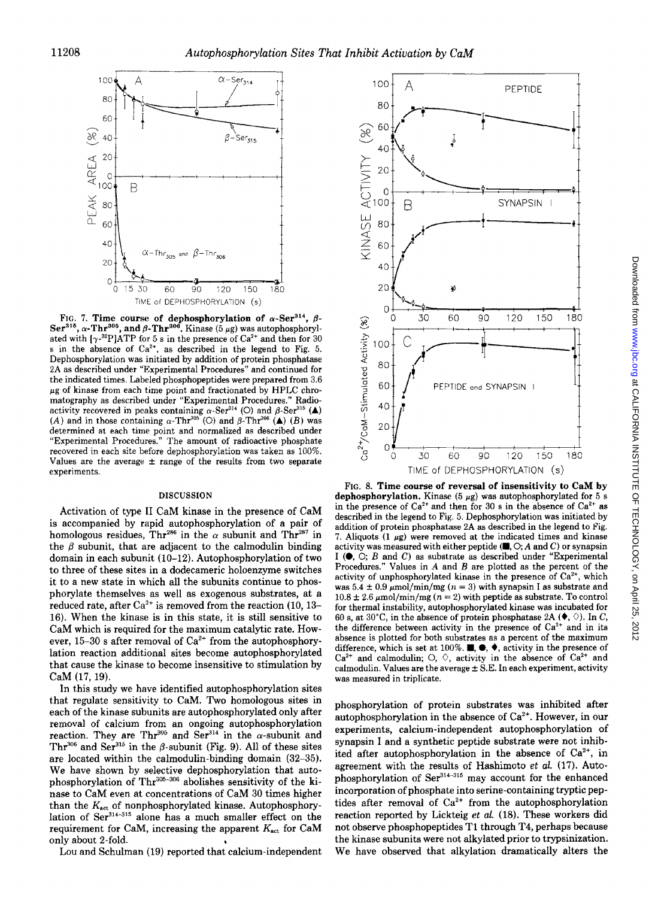FIG. 7. **Time course of dephosphorylation of α-Ser[314], β-Ser[315], α-Thr[305], and β-Thr[306].** Kinase (5 μg) was autophosphorylated with [γ-[32]P]ATP for 5 s in the presence of $Ca^{2+}$ and then for 30 s in the absence of $Ca^{2+}$, as described in the legend to Fig. 5. Dephosphorylation was initiated by addition of protein phosphatase 2A as described under "Experimental Procedures" and continued for the indicated times. Labeled phosphopeptides were prepared from 3.6 μg of kinase from each time point and fractionated by HPLC chromatography as described under "Experimental Procedures." Radioactivity recovered in peaks containing α-Ser[314] (○) and β-Ser[315] (▲) (*A*) and in those containing α-Thr[305] (○) and β-Thr[306] (▲) (*B*) was determined at each time point and normalized as described under "Experimental Procedures." The amount of radioactive phosphate recovered in each site before dephosphorylation was taken as 100%. Values are the average ± range of the results from two separate experiments.

FIG. 8. **Time course of reversal of insensitivity to CaM by dephosphorylation.** Kinase (5 μg) was autophosphorylated for 5 s in the presence of $Ca^{2+}$ and then for 30 s in the absence of $Ca^{2+}$ as described in the legend to Fig. 5. Dephosphorylation was initiated by addition of protein phosphatase 2A as described in the legend to Fig. 7. Aliquots (1 μg) were removed at the indicated times and kinase activity was measured with either peptide (■, ○; *A* and *C*) or synapsin I (●, ○; *B* and *C*) as substrate as described under "Experimental Procedures." Values in *A* and *B* are plotted as the percent of the activity of unphosphorylated kinase in the presence of $Ca^{2+}$, which was 5.4 ± 0.9 μmol/min/mg (*n* = 3) with synapsin I as substrate and 10.8 ± 2.6 μmol/min/mg (*n* = 2) with peptide as substrate. To control for thermal instability, autophosphorylated kinase was incubated for 60 s, at 30 °C, in the absence of protein phosphatase 2A (♦, ◇). In *C*, the difference between activity in the presence of $Ca^{2+}$ and in its absence is plotted for both substrates as a percent of the maximum difference, which is set at 100%. ■, ●, ♦, activity in the presence of $Ca^{2+}$ and calmodulin; ○, ◇, activity in the absence of $Ca^{2+}$ and calmodulin. Values are the average ± S.E. In each experiment, activity was measured in triplicate.

## DISCUSSION

Activation of type II CaM kinase in the presence of CaM is accompanied by rapid autophosphorylation of a pair of homologous residues, Thr[286] in the α subunit and Thr[287] in the β subunit, that are adjacent to the calmodulin binding domain in each subunit (10–12). Autophosphorylation of two to three of these sites in a dodecameric holoenzyme switches it to a new state in which all the subunits continue to phosphorylate themselves as well as exogenous substrates, at a reduced rate, after $Ca^{2+}$ is removed from the reaction (10, 13–16). When the kinase is in this state, it is still sensitive to CaM which is required for the maximum catalytic rate. However, 15–30 s after removal of $Ca^{2+}$ from the autophosphorylation reaction additional sites become autophosphorylated that cause the kinase to become insensitive to stimulation by CaM (17, 19).

In this study we have identified autophosphorylation sites that regulate sensitivity to CaM. Two homologous sites in each of the kinase subunits are autophosphorylated only after removal of calcium from an ongoing autophosphorylation reaction. They are Thr[305] and Ser[314] in the α-subunit and Thr[306] and Ser[315] in the β-subunit (Fig. 9). All of these sites are located within the calmodulin-binding domain (32–35). We have shown by selective dephosphorylation that autophosphorylation of Thr[305–306] abolishes sensitivity of the kinase to CaM even at concentrations of CaM 30 times higher than the $K_{act}$ of nonphosphorylated kinase. Autophosphorylation of Ser[314–315] alone has a much smaller effect on the requirement for CaM, increasing the apparent $K_{act}$ for CaM only about 2-fold.

Lou and Schulman (19) reported that calcium-independent phosphorylation of protein substrates was inhibited after autophosphorylation in the absence of $Ca^{2+}$. However, in our experiments, calcium-independent autophosphorylation of synapsin I and a synthetic peptide substrate were not inhibited after autophosphorylation in the absence of $Ca^{2+}$, in agreement with the results of Hashimoto *et al.* (17). Autophosphorylation of Ser[314–315] may account for the enhanced incorporation of phosphate into serine-containing tryptic peptides after removal of $Ca^{2+}$ from the autophosphorylation reaction reported by Lickteig *et al.* (18). These workers did not observe phosphopeptides T1 through T4, perhaps because the kinase subunits were not alkylated prior to trypsinization. We have observed that alkylation dramatically alters the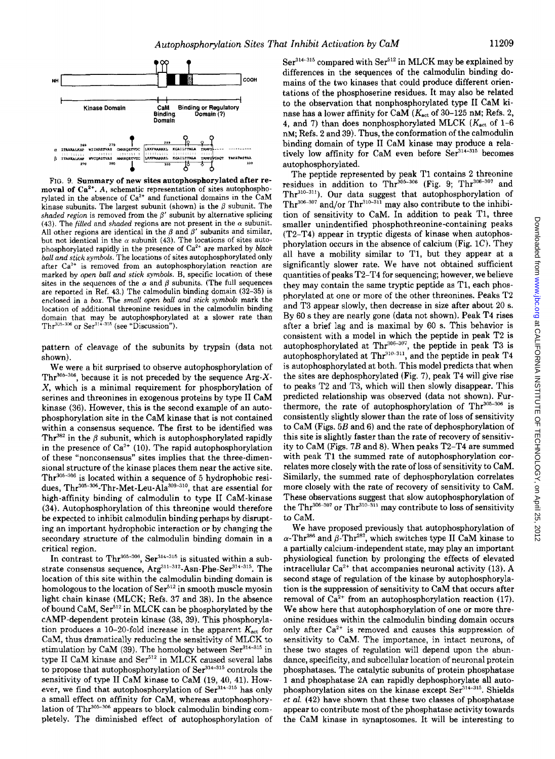FIG. 9. **Summary of new sites autophosphorylated after removal of Ca$^{2+}$.** *A*, schematic representation of sites autophosphorylated in the absence of Ca$^{2+}$ and functional domains in the CaM kinase subunits. The largest subunit (shown) is the β subunit. The *shaded region* is removed from the β′ subunit by alternative splicing (43). The *filled* and *shaded* regions are not present in the α subunit. All other regions are identical in the β and β′ subunits and similar, but not identical in the α subunit (43). The locations of sites autophosphorylated rapidly in the presence of Ca$^{2+}$ are marked by *black ball and stick symbols*. The locations of sites autophosphorylated only after Ca$^{2+}$ is removed from an autophosphorylation reaction are marked by *open ball and stick symbols*. B, specific location of these sites in the sequences of the α and β subunits. (The full sequences are reported in Ref. 43.) The calmodulin binding domain (32–35) is enclosed in a box. The *small open ball and stick symbols* mark the location of additional threonine residues in the calmodulin binding domain that may be autophosphorylated at a slower rate than Thr$^{305-306}$ or Ser$^{314-315}$ (see "Discussion").

pattern of cleavage of the subunits by trypsin (data not shown).

We were a bit surprised to observe autophosphorylation of Thr$^{305-306}$, because it is not preceded by the sequence Arg-*X*-*X*, which is a minimal requirement for phosphorylation of serines and threonines in exogenous proteins by type II CaM kinase (36). However, this is the second example of an autophosphorylation site in the CaM kinase that is not contained within a consensus sequence. The first to be identified was Thr$^{382}$ in the β subunit, which is autophosphorylated rapidly in the presence of Ca$^{2+}$ (10). The rapid autophosphorylation of these "nonconsensus" sites implies that the three-dimensional structure of the kinase places them near the active site. Thr$^{305-306}$ is located within a sequence of 5 hydrophobic residues, Thr$^{305-306}$-Thr-Met-Leu-Ala$^{309-310}$, that are essential for high-affinity binding of calmodulin to type II CaM-kinase (34). Autophosphorylation of this threonine would therefore be expected to inhibit calmodulin binding perhaps by disrupting an important hydrophobic interaction or by changing the secondary structure of the calmodulin binding domain in a critical region.

In contrast to Thr$^{305-306}$, Ser$^{314-315}$ is situated within a substrate consensus sequence, Arg$^{311-312}$-Asn-Phe-Ser$^{314-315}$. The location of this site within the calmodulin binding domain is homologous to the location of Ser$^{512}$ in smooth muscle myosin light chain kinase (MLCK; Refs. 37 and 38). In the absence of bound CaM, Ser$^{512}$ in MLCK can be phosphorylated by the cAMP-dependent protein kinase (38, 39). This phosphorylation produces a 10–20-fold increase in the apparent $K_{act}$ for CaM, thus dramatically reducing the sensitivity of MLCK to stimulation by CaM (39). The homology between Ser$^{314-315}$ in type II CaM kinase and Ser$^{512}$ in MLCK caused several labs to propose that autophosphorylation of Ser$^{314-315}$ controls the sensitivity of type II CaM kinase to CaM (19, 40, 41). However, we find that autophosphorylation of Ser$^{314-315}$ has only a small effect on affinity for CaM, whereas autophosphorylation of Thr$^{305-306}$ appears to block calmodulin binding completely. The diminished effect of autophosphorylation of Ser$^{314-315}$ compared with Ser$^{512}$ in MLCK may be explained by differences in the sequences of the calmodulin binding domains of the two kinases that could produce different orientations of the phosphoserine residues. It may also be related to the observation that nonphosphorylated type II CaM kinase has a lower affinity for CaM ($K_{act}$ of 30–125 nM; Refs. 2, 4, and 7) than does nonphosphorylated MLCK ($K_{act}$ of 1–6 nM; Refs. 2 and 39). Thus, the conformation of the calmodulin binding domain of type II CaM kinase may produce a relatively low affinity for CaM even before Ser$^{314-315}$ becomes autophosphorylated.

The peptide represented by peak T1 contains 2 threonine residues in addition to Thr$^{305-306}$ (Fig. 9; Thr$^{306-307}$ and Thr$^{310-311}$). Our data suggest that autophosphorylation of Thr$^{306-307}$ and/or Thr$^{310-311}$ may also contribute to the inhibition of sensitivity to CaM. In addition to peak T1, three smaller unindentified phosphothreonine-containing peaks (T2–T4) appear in tryptic digests of kinase when autophosphorylation occurs in the absence of calcium (Fig. 1*C*). They all have a mobility similar to T1, but they appear at a significantly slower rate. We have not obtained sufficient quantities of peaks T2–T4 for sequencing; however, we believe they may contain the same tryptic peptide as T1, each phosphorylated at one or more of the other threonines. Peaks T2 and T3 appear slowly, then decrease in size after about 20 s. By 60 s they are nearly gone (data not shown). Peak T4 rises after a brief lag and is maximal by 60 s. This behavior is consistent with a model in which the peptide in peak T2 is autophosphorylated at Thr$^{306-307}$, the peptide in peak T3 is autophosphorylated at Thr$^{310-311}$, and the peptide in peak T4 is autophosphorylated at both. This model predicts that when the sites are dephosphorylated (Fig. 7), peak T4 will give rise to peaks T2 and T3, which will then slowly disappear. This predicted relationship was observed (data not shown). Furthermore, the rate of autophosphorylation of Thr$^{305-306}$ is consistently slightly slower than the rate of loss of sensitivity to CaM (Figs. 5*B* and 6) and the rate of dephosphorylation of this site is slightly faster than the rate of recovery of sensitivity to CaM (Figs. 7*B* and 8). When peaks T2–T4 are summed with peak T1 the summed rate of autophosphorylation correlates more closely with the rate of loss of sensitivity to CaM. Similarly, the summed rate of dephosphorylation correlates more closely with the rate of recovery of sensitivity to CaM. These observations suggest that slow autophosphorylation of the Thr$^{306-307}$ or Thr$^{310-311}$ may contribute to loss of sensitivity to CaM.

We have proposed previously that autophosphorylation of α-Thr$^{286}$ and β-Thr$^{287}$, which switches type II CaM kinase to a partially calcium-independent state, may play an important physiological function by prolonging the effects of elevated intracellular Ca$^{2+}$ that accompanies neuronal activity (13). A second stage of regulation of the kinase by autophosphorylation is the suppression of sensitivity to CaM that occurs after removal of Ca$^{2+}$ from an autophosphorylation reaction (17). We show here that autophosphorylation of one or more threonine residues within the calmodulin binding domain occurs only after Ca$^{2+}$ is removed and causes this suppression of sensitivity to CaM. The importance, in intact neurons, of these two stages of regulation will depend upon the abundance, specificity, and subcellular location of neuronal protein phosphatases. The catalytic subunits of protein phosphatase 1 and phosphatase 2A can rapidly dephosphorylate all autophosphorylation sites on the kinase except Ser$^{314-315}$. Shields *et al.* (42) have shown that these two classes of phosphatase appear to contribute most of the phosphatase activity towards the CaM kinase in synaptosomes. It will be interesting to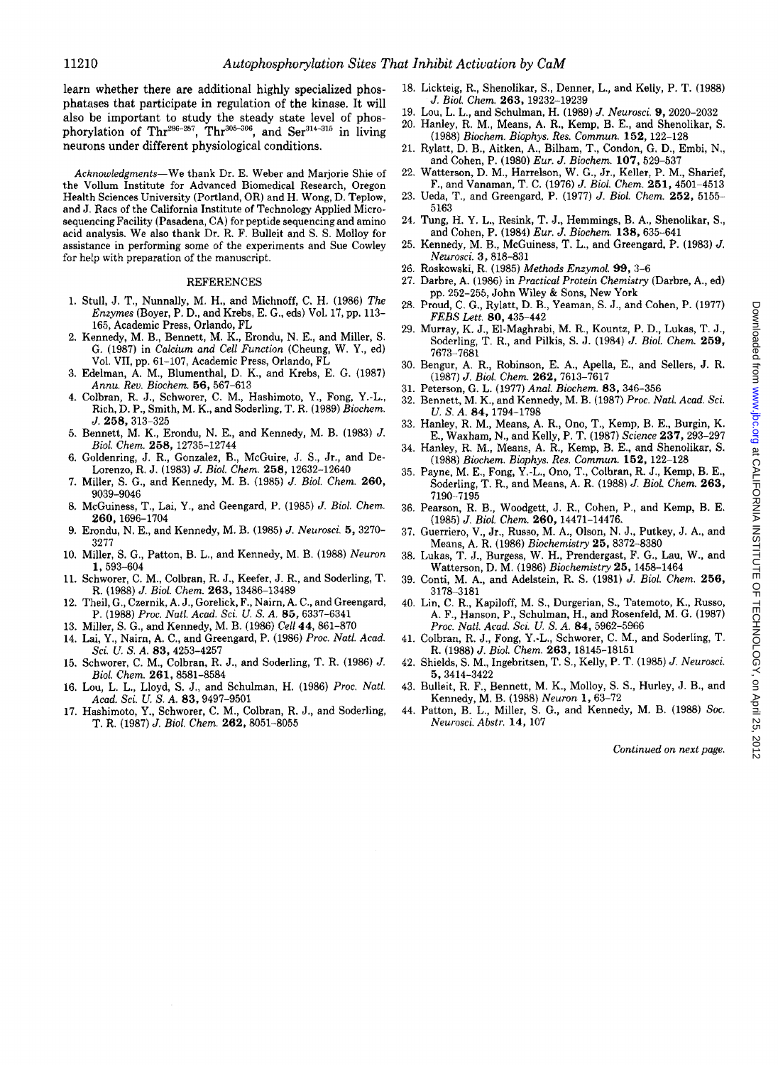learn whether there are additional highly specialized phosphatases that participate in regulation of the kinase. It will also be important to study the steady state level of phosphorylation of Thr$^{286-287}$, Thr$^{305-306}$, and Ser$^{314-315}$ in living neurons under different physiological conditions.

*Acknowledgments*—We thank Dr. E. Weber and Marjorie Shie of the Vollum Institute for Advanced Biomedical Research, Oregon Health Sciences University (Portland, OR) and H. Wong, D. Teplow, and J. Racs of the California Institute of Technology Applied Microsequencing Facility (Pasadena, CA) for peptide sequencing and amino acid analysis. We also thank Dr. R. F. Bulleit and S. S. Molloy for assistance in performing some of the experiments and Sue Cowley for help with preparation of the manuscript.

## REFERENCES

1. Stull, J. T., Nunnally, M. H., and Michnoff, C. H. (1986) *The Enzymes* (Boyer, P. D., and Krebs, E. G., eds) Vol. 17, pp. 113–165, Academic Press, Orlando, FL
2. Kennedy, M. B., Bennett, M. K., Erondu, N. E., and Miller, S. G. (1987) in *Calcium and Cell Function* (Cheung, W. Y., ed) Vol. VII, pp. 61–107, Academic Press, Orlando, FL
3. Edelman, A. M., Blumenthal, D. K., and Krebs, E. G. (1987) *Annu. Rev. Biochem.* **56**, 567–613
4. Colbran, R. J., Schworer, C. M., Hashimoto, Y., Fong, Y.-L., Rich, D. P., Smith, M. K., and Soderling, T. R. (1989) *Biochem. J.* **258**, 313–325
5. Bennett, M. K., Erondu, N. E., and Kennedy, M. B. (1983) *J. Biol. Chem.* **258**, 12735–12744
6. Goldenring, J. R., Gonzalez, B., McGuire, J. S., Jr., and DeLorenzo, R. J. (1983) *J. Biol. Chem.* **258**, 12632–12640
7. Miller, S. G., and Kennedy, M. B. (1985) *J. Biol. Chem.* **260**, 9039–9046
8. McGuiness, T., Lai, Y., and Geengard, P. (1985) *J. Biol. Chem.* **260**, 1696–1704
9. Erondu, N. E., and Kennedy, M. B. (1985) *J. Neurosci.* **5**, 3270–3277
10. Miller, S. G., Patton, B. L., and Kennedy, M. B. (1988) *Neuron* **1**, 593–604
11. Schworer, C. M., Colbran, R. J., Keefer, J. R., and Soderling, T. R. (1988) *J. Biol. Chem.* **263**, 13486–13489
12. Theil, G., Czernik, A. J., Gorelick, F., Nairn, A. C., and Greengard, P. (1988) *Proc. Natl. Acad. Sci. U. S. A.* **85**, 6337–6341
13. Miller, S. G., and Kennedy, M. B. (1986) *Cell* **44**, 861–870
14. Lai, Y., Nairn, A. C., and Greengard, P. (1986) *Proc. Natl. Acad. Sci. U. S. A.* **83**, 4253–4257
15. Schworer, C. M., Colbran, R. J., and Soderling, T. R. (1986) *J. Biol. Chem.* **261**, 8581–8584
16. Lou, L. L., Lloyd, S. J., and Schulman, H. (1986) *Proc. Natl. Acad. Sci. U. S. A.* **83**, 9497–9501
17. Hashimoto, Y., Schworer, C. M., Colbran, R. J., and Soderling, T. R. (1987) *J. Biol. Chem.* **262**, 8051–8055
18. Lickteig, R., Shenolikar, S., Denner, L., and Kelly, P. T. (1988) *J. Biol. Chem.* **263**, 19232–19239
19. Lou, L. L., and Schulman, H. (1989) *J. Neurosci.* **9**, 2020–2032
20. Hanley, R. M., Means, A. R., Kemp, B. E., and Shenolikar, S. (1988) *Biochem. Biophys. Res. Commun.* **152**, 122–128
21. Rylatt, D. B., Aitken, A., Bilham, T., Condon, G. D., Embi, N., and Cohen, P. (1980) *Eur. J. Biochem.* **107**, 529–537
22. Watterson, D. M., Harrelson, W. G., Jr., Keller, P. M., Sharief, F., and Vanaman, T. C. (1976) *J. Biol. Chem.* **251**, 4501–4513
23. Ueda, T., and Greengard, P. (1977) *J. Biol. Chem.* **252**, 5155–5163
24. Tung, H. Y. L., Resink, T. J., Hemmings, B. A., Shenolikar, S., and Cohen, P. (1984) *Eur. J. Biochem.* **138**, 635–641
25. Kennedy, M. B., McGuiness, T. L., and Greengard, P. (1983) *J. Neurosci.* **3**, 818–831
26. Roskowski, R. (1985) *Methods Enzymol.* **99**, 3–6
27. Darbre, A. (1986) in *Practical Protein Chemistry* (Darbre, A., ed) pp. 252–255, John Wiley & Sons, New York
28. Proud, C. G., Rylatt, D. B., Yeaman, S. J., and Cohen, P. (1977) *FEBS Lett.* **80**, 435–442
29. Murray, K. J., El-Maghrabi, M. R., Kountz, P. D., Lukas, T. J., Soderling, T. R., and Pilkis, S. J. (1984) *J. Biol. Chem.* **259**, 7673–7681
30. Bengur, A. R., Robinson, E. A., Apella, E., and Sellers, J. R. (1987) *J. Biol. Chem.* **262**, 7613–7617
31. Peterson, G. L. (1977) *Anal. Biochem.* **83**, 346–356
32. Bennett, M. K., and Kennedy, M. B. (1987) *Proc. Natl. Acad. Sci. U. S. A.* **84**, 1794–1798
33. Hanley, R. M., Means, A. R., Ono, T., Kemp, B. E., Burgin, K. E., Waxham, N., and Kelly, P. T. (1987) *Science* **237**, 293–297
34. Hanley, R. M., Means, A. R., Kemp, B. E., and Shenolikar, S. (1988) *Biochem. Biophys. Res. Commun.* **152**, 122–128
35. Payne, M. E., Fong, Y.-L., Ono, T., Colbran, R. J., Kemp, B. E., Soderling, T. R., and Means, A. R. (1988) *J. Biol. Chem.* **263**, 7190–7195
36. Pearson, R. B., Woodgett, J. R., Cohen, P., and Kemp, B. E. (1985) *J. Biol. Chem.* **260**, 14471–14476.
37. Guerriero, V., Jr., Russo, M. A., Olson, N. J., Putkey, J. A., and Means, A. R. (1986) *Biochemistry* **25**, 8372–8380
38. Lukas, T. J., Burgess, W. H., Prendergast, F. G., Lau, W., and Watterson, D. M. (1986) *Biochemistry* **25**, 1458–1464
39. Conti, M. A., and Adelstein, R. S. (1981) *J. Biol. Chem.* **256**, 3178–3181
40. Lin, C. R., Kapiloff, M. S., Durgerian, S., Tatemoto, K., Russo, A. F., Hanson, P., Schulman, H., and Rosenfeld, M. G. (1987) *Proc. Natl. Acad. Sci. U. S. A.* **84**, 5962–5966
41. Colbran, R. J., Fong, Y.-L., Schworer, C. M., and Soderling, T. R. (1988) *J. Biol. Chem.* **263**, 18145–18151
42. Shields, S. M., Ingebritsen, T. S., Kelly, P. T. (1985) *J. Neurosci.* **5**, 3414–3422
43. Bulleit, R. F., Bennett, M. K., Molloy, S. S., Hurley, J. B., and Kennedy, M. B. (1988) *Neuron* **1**, 63–72
44. Patton, B. L., Miller, S. G., and Kennedy, M. B. (1988) *Soc. Neurosci. Abstr.* **14**, 107

*Continued on next page.*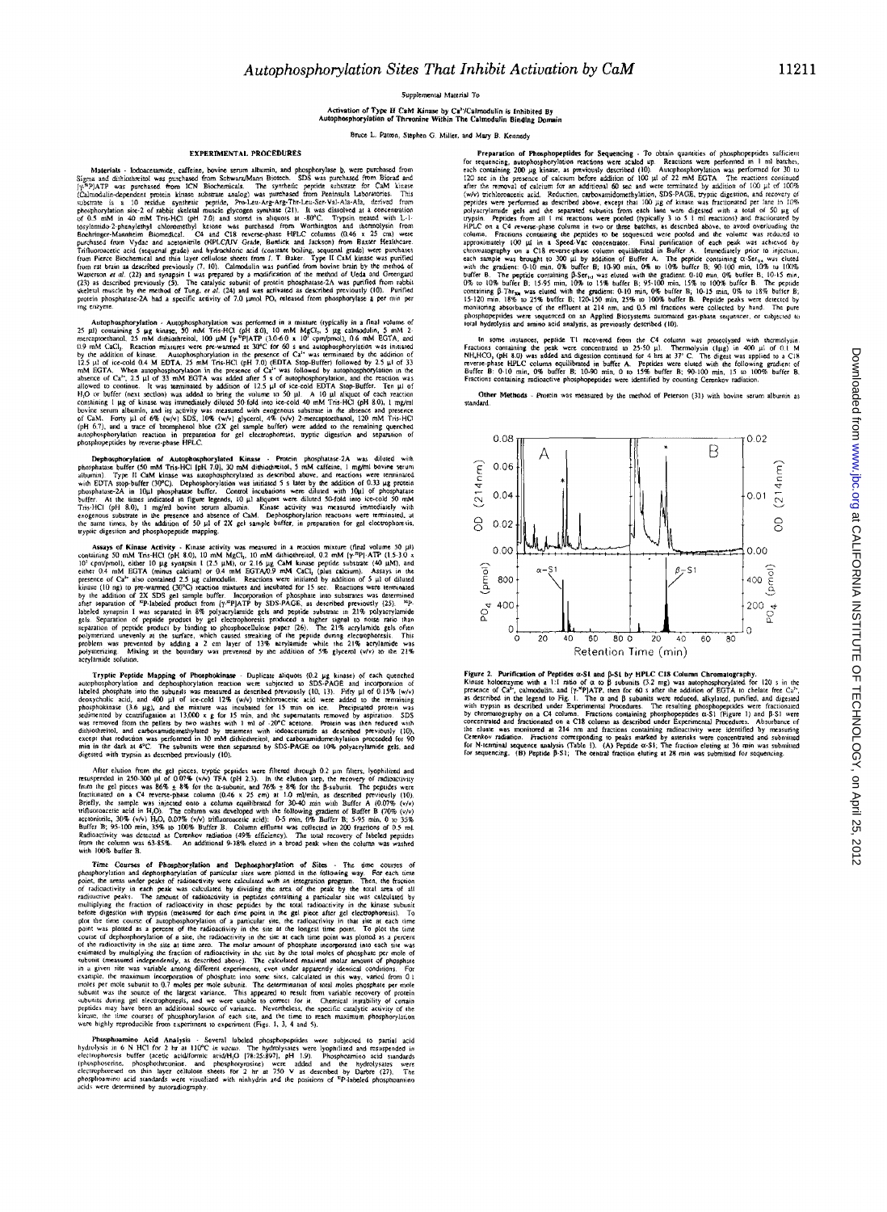Supplemental Material To

**Activation of Type II CaM Kinase by Ca²⁺/Calmodulin is Inhibited By Autophosphorylation of Threonine Within The Calmodulin Binding Domain**

Bruce L. Patton, Stephen G. Miller, and Mary B. Kennedy

## EXPERIMENTAL PROCEDURES

**Materials** - Iodoacetamide, caffeine, bovine serum albumin, and phosphorylase b, were purchased from Sigma and dithiothreitol was purchased from Schwarz/Mann Biotech. SDS was purchased from Biorad and $[\gamma$-$^{32}P]$ATP was purchased from ICN Biochemicals. The synthetic peptide substrate for CaM kinase (Calmodulin-dependent protein kinase substrate analog) was purchased from Peninsula Laboratories. This substrate is a 10 residue synthetic peptide, Pro-Leu-Arg-Arg-Thr-Leu-Ser-Val-Ala-Ala, derived from phosphorylation site-2 of rabbit skeletal muscle glycogen synthase (21). It was dissolved at a concentration of 0.5 mM in 40 mM Tris-HCl (pH 7.0) and stored in aliquots at -80°C. Trypsin treated with L-1-tosylamido-2-phenylethyl chloromethyl ketone was purchased from Worthington and thermolysin from Boehringer-Mannheim Biomedical. C4 and C18 reverse-phase HPLC columns (0.46 x 25 cm) were purchased from Vydac and acetonitrile (HPLC/UV Grade, Burdick and Jackson) from Baxter Healthcare. Trifluoroacetic acid (sequenal grade) and hydrochloric acid (constant boiling, sequenal grade) were purchased from Pierce Biochemical and thin layer cellulose sheets from J. T. Baker. Type II CaM kinase was purified from rat brain as described previously (7, 10). Calmodulin was purified from bovine brain by the method of Watterson *et al.* (22) and synapsin I was prepared by a modification of the method of Ueda and Greengard (23) as described previously (5). The catalytic subunit of protein phosphatase-2A was purified from rabbit skeletal muscle by the method of Tung, *et al.* (24) and was activated as described previously (10). Purified protein phosphatase-2A had a specific activity of 7.0 µmol PO₄ released from phosphorylase a per min per mg enzyme.

**Autophosphorylation** - Autophosphorylation was performed in a mixture (typically in a final volume of 25 µl) containing 5 µg kinase, 50 mM Tris-HCl (pH 8.0), 10 mM $MgCl_2$, 5 µg calmodulin, 5 mM 2-mercaptoethanol, 25 mM dithiothreitol, 100 µM $[\gamma$-$^{32}P]$ATP (3.0-6.0 x $10^3$ cpm/pmol), 0.6 mM EGTA, and 0.9 mM $CaCl_2$. Reaction mixtures were pre-warmed at 30°C for 60 s and autophosphorylation was initiated by the addition of kinase. Autophosphorylation in the presence of $Ca^{2+}$ was terminated by the addition of 12.5 µl of ice-cold 0.4 M EDTA, 25 mM Tris-HCl (pH 7.0) (EDTA Stop-Buffer) followed by 2.5 µl of 33 mM EGTA. When autophosphorylation in the presence of $Ca^{2+}$ was followed by autophosphorylation in the absence of $Ca^{2+}$, 2.5 µl of 33 mM EGTA was added after 5 s of autophosphorylation, and the reaction was allowed to continue. It was terminated by addition of 12.5 µl of ice-cold EDTA Stop-Buffer. Ten µl of $H_2O$ or buffer (next section) was added to bring the volume to 50 µl. A 10 µl aliquot of each reaction containing 1 µg of kinase was immediately diluted 50-fold into ice-cold 40 mM Tris-HCl (pH 8.0), 1 mg/ml bovine serum albumin, and its activity was measured with exogenous substrate in the absence and presence of CaM. Forty µl of 6% (w/v) SDS, 10% (w/v) glycerol, 4% (v/v) 2-mercaptoethanol, 120 mM Tris-HCl (pH 6.7), and a trace of bromphenol blue (2X gel sample buffer) were added to the remaining quenched autophosphorylation reaction in preparation for gel electrophoresis, tryptic digestion and separation of phosphopeptides by reverse-phase HPLC.

**Dephosphorylation of Autophosphorylated Kinase** - Protein phosphatase-2A was diluted with phosphatase buffer (50 mM Tris-HCl [pH 7.0], 30 mM dithiothreitol, 5 mM caffeine, 1 mg/ml bovine serum albumin). Type II CaM kinase was autophosphorylated as described above, and reactions were terminated with EDTA stop-buffer (30°C). Dephosphorylation was initiated 5 s later by the addition of 0.33 µg protein phosphatase-2A in 10µl phosphatase buffer. Control incubations were diluted with 10µl of phosphatase buffer. At the times indicated in figure legends, 10 µl aliquots were diluted 50-fold into ice-cold 50 mM Tris-HCl (pH 8.0), 1 mg/ml bovine serum albumin. Kinase activity was measured immediately with exogenous substrate in the presence and absence of CaM. Dephosphorylation reactions were terminated, at the same times, by the addition of 50 µl of 2X gel sample buffer, in preparation for gel electrophoresis, tryptic digestion and phosphopeptide mapping.

**Assays of Kinase Activity** - Kinase activity was measured in a reaction mixture (final volume 50 µl) containing 50 mM Tris-HCl (pH 8.0), 10 mM $MgCl_2$, 10 mM dithiothreitol, 0.2 mM $[\gamma$-$^{32}P]$-ATP (1.5-3.0 x $10^3$ cpm/pmol), either 10 µg synapsin I (2.5 µM), or 2.16 µg CaM kinase peptide substrate (40 µM), and either 0.4 mM EGTA (minus calcium) or 0.4 mM EGTA/0.9 mM $CaCl_2$ (plus calcium). Assays in the presence of $Ca^{2+}$ also contained 2.5 µg calmodulin. Reactions were initiated by addition of 5 µl of diluted kinase (10 ng) to pre-warmed (30°C) reaction mixtures and incubated for 15 sec. Reactions were terminated by the addition of 2X SDS gel sample buffer. Incorporation of phosphate into substrates was determined after separation of $^{32}P$-labeled product from $[\gamma$-$^{32}P]$ATP by SDS-PAGE, as described previously (25). $^{32}P$-labeled synapsin I was separated in 8% polyacrylamide gels and peptide substrate in 21% polyacrylamide gels. Separation of peptide product by gel electrophoresis produced a higher signal to noise ratio than separation of peptide product by binding to phosphocellulose paper (26). The 21% acrylamide gels often polymerized unevenly at the surface, which caused streaking of the peptide during electrophoresis. This problem was prevented by adding a 2 cm layer of 13% acrylamide while the 21% acrylamide was polymerizing. Mixing at the boundary was prevented by the addition of 5% glycerol (v/v) to the 21% acrylamide solution.

**Tryptic Peptide Mapping of Phosphokinase** - Duplicate aliquots (0.2 µg kinase) of each quenched autophosphorylation and dephosphorylation reaction were subjected to SDS-PAGE and incorporation of labeled phosphate into the subunits was measured as described previously (10, 13). Fifty µl of 0.15% (w/v) deoxycholic acid, and 400 µl of ice-cold 12% (w/v) trichloroacetic acid were added to the remaining phosphokinase (3.6 µg), and the mixture was incubated for 15 min on ice. Precipitated protein was sedimented by centrifugation at 13,000 x g for 15 min, and the supernatants removed by aspiration. SDS was removed from the pellets by two washes with 1 ml of -20°C acetone. Protein was then reduced with dithiothreitol, and carboxamidomethylated by treatment with iodoacetamide as described previously (10), except that reduction was performed in 10 mM dithiothreitol, and carboxamidomethylation proceeded for 90 min in the dark at 4°C. The subunits were then separated by SDS-PAGE on 10% polyacrylamide gels, and digested with trypsin as described previously (10).

After elution from the gel pieces, tryptic peptides were filtered through 0.2 µm filters, lyophilized and resuspended in 250-300 µl of 0.07% (v/v) TFA (pH 2.3). In the elution step, the recovery of radioactivity from the gel pieces was 86% ± 8% for the α-subunit, and 76% ± 8% for the β-subunit. The peptides were fractionated on a C4 reverse-phase column (0.46 x 25 cm) at 1.0 ml/min, as described previously (10). Briefly, the sample was injected onto a column equilibrated for 30-40 min with Buffer A (0.07% (v/v) trifluoroacetic acid in $H_2O$). The column was developed with the following gradient of Buffer B (70% (v/v) acetonitrile, 30% (v/v) $H_2O$, 0.07% (v/v) trifluoroacetic acid): 0-5 min, 0% Buffer B; 5-95 min, 0 to 35% Buffer B; 95-100 min, 35% to 100% Buffer B. Column effluent was collected in 200 fractions of 0.5 ml. Radioactivity was detected as Cerenkov radiation (49% efficiency). The total recovery of labeled peptides from the column was 63-85%. An additional 9-18% eluted in a broad peak when the column was washed with 100% buffer B.

**Time Courses of Phosphorylation and Dephosphorylation of Sites** - The time courses of phosphorylation and dephosphorylation of particular sites were plotted in the following way. For each time point, the areas under peaks of radioactivity were calculated with an integration program. Then, the fraction of radioactivity in each peak was calculated by dividing the area of the peak by the total area of all radioactive peaks. The amount of radioactivity in peptides containing a particular site was calculated by multiplying the fraction of radioactivity in those peptides by the total radioactivity in the kinase subunit before digestion with trypsin (measured for each time point in the gel piece after gel electrophoresis). To plot the time course of autophosphorylation of a particular site, the radioactivity in that site at each time point was plotted as a percent of the radioactivity in the site at the longest time point. To plot the time course of dephosphorylation of a site, the radioactivity in the site at each time point was plotted as a percent of the radioactivity in the site at time zero. The molar amount of phosphate incorporated into each site was estimated by multiplying the fraction of radioactivity in the site by the total moles of phosphate per mole of subunit (measured independently, as described above). The calculated maximal molar amount of phosphate in a given site was variable among different experiments, even under apparently identical conditions. For example, the maximum incorporation of phosphate into some sites, calculated in this way, varied from 0.1 moles per mole subunit to 0.7 moles per mole subunit. The determination of total moles phosphate per mole subunit was the source of the largest variance. This appeared to result from variable recovery of protein subunits during gel electrophoresis, and we were unable to correct for it. Chemical instability of certain peptides may have been an additional source of variance. Nevertheless, the specific catalytic activity of the kinase, the time courses of phosphorylation of each site, and the time to reach maximum phosphorylation were highly reproducible from experiment to experiment (Figs. 1, 3, 4 and 5).

**Phosphoamino Acid Analysis** - Several labeled phosphopeptides were subjected to partial acid hydrolysis in 6 N HCl for 2 hr at 110°C *in vacuo*. The hydrolysates were lyophilized and resuspended in electrophoresis buffer (acetic acid/formic acid/$H_2O$ [78:25:897], pH 1.9). Phosphoamino acid standards (phosphoserine, phosphothreonine, and phosphotyrosine) were added and the hydrolysates were electrophoresed on thin layer cellulose sheets for 2 hr at 750 V as described by Darbre (27). The phosphoamino acid standards were visualized with ninhydrin and the positions of $^{32}P$-labeled phosphoamino acids were determined by autoradiography.

**Preparation of Phosphopeptides for Sequencing** - To obtain quantities of phosphopeptides sufficient for sequencing, autophosphorylation reactions were scaled up. Reactions were performed in 1 ml batches, each containing 200 µg kinase, as previously described (10). Autophosphorylation was performed for 30 to 120 sec in the presence of calcium before addition of 100 µl of 22 mM EGTA. The reactions continued after the removal of calcium for an additional 60 sec and were terminated by addition of 100 µl of 100% (w/v) trichloroacetic acid. Reduction, carboxamidomethylation, SDS-PAGE, tryptic digestion, and recovery of peptides were performed as described above, except that 100 µg of kinase was fractionated per lane in 10% polyacrylamide gels and the separated subunits from each lane were digested with a total of 50 µg of trypsin. Peptides from all 1 ml reactions were pooled (typically 3 to 5 1 ml reactions) and fractionated by HPLC on a C4 reverse-phase column in two or three batches, as described above, to avoid overloading the column. Fractions containing the peptides to be sequenced were pooled and the volume was reduced to approximately 100 µl in a Speed-Vac concentrator. Final purification of each peak was achieved by chromatography on a C18 reverse-phase column equilibrated in Buffer A. Immediately prior to injection, each sample was brought to 300 µl by addition of Buffer A. The peptide containing α-$Ser_{314}$ was eluted with the gradient: 0-10 min, 0% buffer B; 10-90 min, 0% to 10% buffer B; 90-100 min, 10% to 100% buffer B. The peptide containing β-$Ser_{315}$ was eluted with the gradient: 0-10 min, 0% buffer B, 10-15 min, 0% to 10% buffer B, 15-95 min, 10% to 15% buffer B; 95-100 min, 15% to 100% buffer B. The peptide containing β-$Thr_{306}$ was eluted with the gradient: 0-10 min, 0% buffer B; 10-15 min, 0% to 18% buffer B; 15-120 min, 18% to 25% buffer B; 120-150 min, 25% to 100% buffer B. Peptide peaks were detected by monitoring absorbance of the effluent at 214 nm, and 0.5 ml fractions were collected by hand. The pure phosphopeptides were sequenced on an Applied Biosystems automated gas-phase sequencer, or subjected to total hydrolysis and amino acid analysis, as previously described (10).

In some instances, peptide T1 recovered from the C4 column was proteolysed with thermolysin. Fractions containing the peak were concentrated to 25-50 µl. Thermolysin (1µg) in 400 µl of 0.1 M $NH_4HCO_3$ (pH 8.0) was added and digestion continued for 4 hrs at 37° C. The digest was applied to a C18 reverse-phase HPLC column equilibrated in buffer A. Peptides were eluted with the following gradient of Buffer B: 0-10 min, 0% Buffer B; 10-90 min, 0 to 15% Buffer B; 90-100 min, 15 to 100% buffer B. Fractions containing radioactive phosphopeptides were identified by counting Cerenkov radiation.

**Other Methods** - Protein was measured by the method of Peterson (31) with bovine serum albumin as standard.

**Figure 2. Purification of Peptides α-S1 and β-S1 by HPLC C18 Column Chromatography.** Kinase holoenzyme with a 1:1 ratio of α to β subunits (3.2 mg) was autophosphorylated for 120 s in the presence of $Ca^{2+}$, calmodulin, and $[\gamma$-$^{32}P]$ATP, then for 60 s after the addition of EGTA to chelate free $Ca^{2+}$, as described in the legend to Fig. 1. The α and β subunits were reduced, alkylated, purified, and digested with trypsin as described under Experimental Procedures. The resulting phosphopeptides were fractionated by chromatography on a C4 column. Fractions containing phosphopeptides α-S1 (Figure 1) and β-S1 were concentrated and fractionated on a C18 column as described under Experimental Procedures. Absorbance of the eluate was monitored at 214 nm and fractions containing radioactivity were identified by measuring Cerenkov radiation. Fractions corresponding to peaks marked by asterisks were concentrated and submitted for N-terminal sequence analysis (Table I). (A) Peptide α-S1; The fraction eluting at 36 min was submitted for sequencing. (B) Peptide β-S1; The central fraction eluting at 28 min was submitted for sequencing.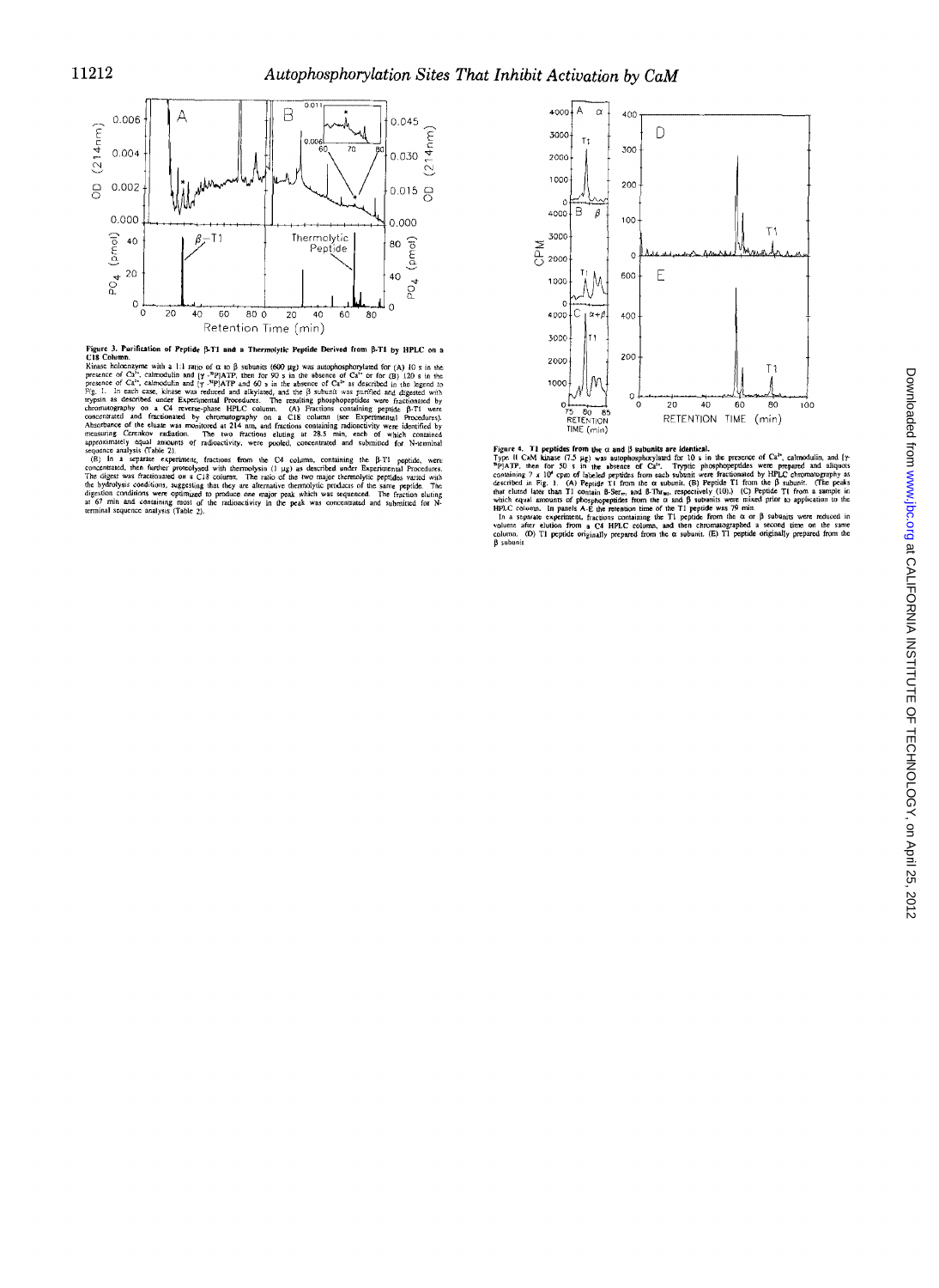0.006
A
B
0.011
0.045
0.006
60
70
80
0.004
0.030
OD (214nm)
OD (214nm)
0.002
0.015
0.000
0.000
40
β-T1
Thermolytic Peptide
80
$PO_4$ (pmol)
$PO_4$ (pmol)
20
40
0
0
0
20
40
60
80 0
20
40
60
80
Retention Time (min)

**Figure 3. Purification of Peptide β-T1 and a Thermolytic Peptide Derived from β-T1 by HPLC on a C18 Column.**
Kinase holoenzyme with a 1:1 ratio of α to β subunits (600 μg) was autophosphorylated for (A) 10 s in the presence of $Ca^{2+}$, calmodulin and [γ-$^{32}$P]ATP, then for 90 s in the absence of $Ca^{2+}$ or for (B) 120 s in the presence of $Ca^{2+}$, calmodulin and [γ-$^{32}$P]ATP and 60 s in the absence of $Ca^{2+}$ as described in the legend to Fig. 1. In each case, kinase was reduced and alkylated, and the β subunit was purified and digested with trypsin as described under Experimental Procedures. The resulting phosphopeptides were fractionated by chromatography on a C4 reverse-phase HPLC column. (A) Fractions containing peptide β-T1 were concentrated and fractionated by chromatography on a C18 column (see Experimental Procedures). Absorbance of the eluate was monitored at 214 nm, and fractions containing radioactivity were identified by measuring Cerenkov radiation. The two fractions eluting at 28.5 min, each of which contained approximately equal amounts of radioactivity, were pooled, concentrated and submitted for N-terminal sequence analysis (Table 2).
(B) In a separate experiment, fractions from the C4 column, containing the β-T1 peptide, were concentrated, then further proteolysed with thermolysin (1 μg) as described under Experimental Procedures. The digest was fractionated on a C18 column. The ratio of the two major thermolytic peptides varied with the hydrolysis conditions, suggesting that they are alternative thermolytic products of the same peptide. The digestion conditions were optimized to produce one major peak which was sequenced. The fraction eluting at 67 min and containing most of the radioactivity in the peak was concentrated and submitted for N-terminal sequence analysis (Table 2).

4000
A α
400
D
3000
T1
300
2000
1000
200
0
4000
B β
100
T1
3000
CPM
2000
T1
0
1000
600
E
0
4000
C α+β
400
3000
T1
2000
200
T1
1000
0
75 80 85
RETENTION TIME (min)
0
0
20
40
60
80
100
RETENTION TIME (min)

**Figure 4. T1 peptides from the α and β subunits are identical.**
Type II CaM kinase (7.5 μg) was autophosphorylated for 10 s in the presence of $Ca^{2+}$, calmodulin, and [γ-$^{32}$P]ATP, then for 50 s in the absence of $Ca^{2+}$. Tryptic phosphopeptides were prepared and aliquots containing 7 x 10$^{4}$ cpm of labeled peptides from each subunit were fractionated by HPLC chromatography as described in Fig. 1. (A) Peptide T1 from the α subunit. (B) Peptide T1 from the β subunit. (The peaks that eluted later than T1 contain β-Ser$_{xx}$, and β-Thr$_{xx}$, respectively (10).) (C) Peptide T1 from a sample in which equal amounts of phosphopeptides from the α and β subunits were mixed prior to application to the HPLC column. In panels A-E the retention time of the T1 peptide was 79 min.
In a separate experiment, fractions containing the T1 peptide from the α or β subunits were reduced in volume after elution from a C4 HPLC column, and then chromatographed a second time on the same column. (D) T1 peptide originally prepared from the α subunit. (E) T1 peptide originally prepared from the β subunit.